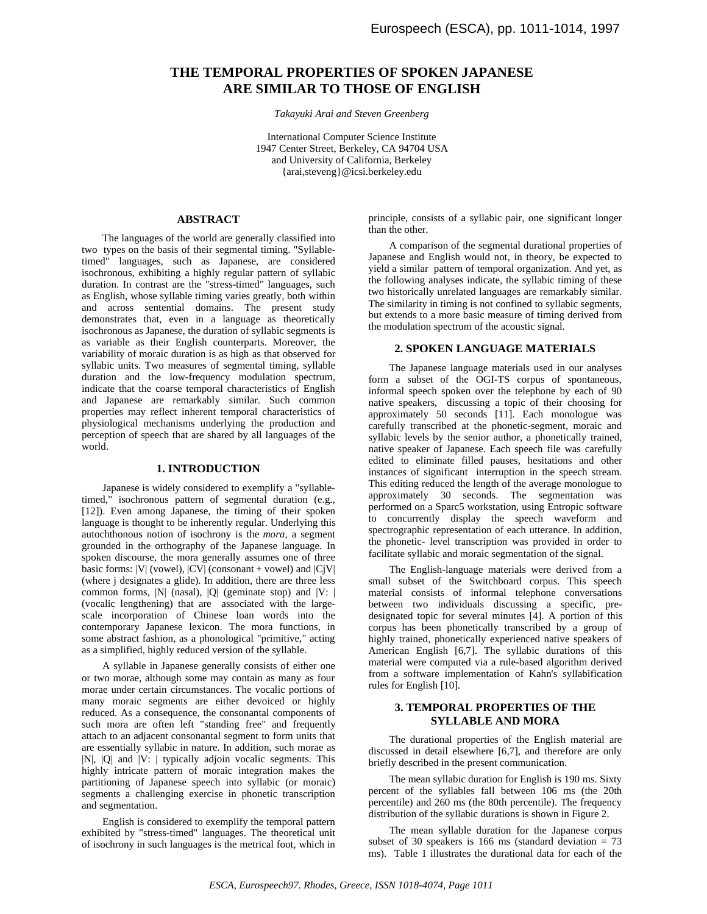# THE TEMPORAL PROPERTIES OF SPOKEN JAPANESE ARE SIMILAR TO THOSE OF ENGLISH

*Takayuki Arai and Steven Greenberg*

International Computer Science Institute
1947 Center Street, Berkeley, CA 94704 USA
and University of California, Berkeley
{arai,steveng}@icsi.berkeley.edu

## ABSTRACT

The languages of the world are generally classified into two types on the basis of their segmental timing. "Syllable-timed" languages, such as Japanese, are considered isochronous, exhibiting a highly regular pattern of syllabic duration. In contrast are the "stress-timed" languages, such as English, whose syllable timing varies greatly, both within and across sentential domains. The present study demonstrates that, even in a language as theoretically isochronous as Japanese, the duration of syllabic segments is as variable as their English counterparts. Moreover, the variability of moraic duration is as high as that observed for syllabic units. Two measures of segmental timing, syllable duration and the low-frequency modulation spectrum, indicate that the coarse temporal characteristics of English and Japanese are remarkably similar. Such common properties may reflect inherent temporal characteristics of physiological mechanisms underlying the production and perception of speech that are shared by all languages of the world.

## 1. INTRODUCTION

Japanese is widely considered to exemplify a "syllable-timed," isochronous pattern of segmental duration (e.g., [12]). Even among Japanese, the timing of their spoken language is thought to be inherently regular. Underlying this autochthonous notion of isochrony is the *mora*, a segment grounded in the orthography of the Japanese language. In spoken discourse, the mora generally assumes one of three basic forms: |V| (vowel), |CV| (consonant + vowel) and |CjV| (where j designates a glide). In addition, there are three less common forms, |N| (nasal), |Q| (geminate stop) and |V: | (vocalic lengthening) that are associated with the large-scale incorporation of Chinese loan words into the contemporary Japanese lexicon. The mora functions, in some abstract fashion, as a phonological "primitive," acting as a simplified, highly reduced version of the syllable.

A syllable in Japanese generally consists of either one or two morae, although some may contain as many as four morae under certain circumstances. The vocalic portions of many moraic segments are either devoiced or highly reduced. As a consequence, the consonantal components of such mora are often left "standing free" and frequently attach to an adjacent consonantal segment to form units that are essentially syllabic in nature. In addition, such morae as |N|, |Q| and |V: | typically adjoin vocalic segments. This highly intricate pattern of moraic integration makes the partitioning of Japanese speech into syllabic (or moraic) segments a challenging exercise in phonetic transcription and segmentation.

English is considered to exemplify the temporal pattern exhibited by "stress-timed" languages. The theoretical unit of isochrony in such languages is the metrical foot, which in principle, consists of a syllabic pair, one significant longer than the other.

A comparison of the segmental durational properties of Japanese and English would not, in theory, be expected to yield a similar pattern of temporal organization. And yet, as the following analyses indicate, the syllabic timing of these two historically unrelated languages are remarkably similar. The similarity in timing is not confined to syllabic segments, but extends to a more basic measure of timing derived from the modulation spectrum of the acoustic signal.

## 2. SPOKEN LANGUAGE MATERIALS

The Japanese language materials used in our analyses form a subset of the OGI-TS corpus of spontaneous, informal speech spoken over the telephone by each of 90 native speakers, discussing a topic of their choosing for approximately 50 seconds [11]. Each monologue was carefully transcribed at the phonetic-segment, moraic and syllabic levels by the senior author, a phonetically trained, native speaker of Japanese. Each speech file was carefully edited to eliminate filled pauses, hesitations and other instances of significant interruption in the speech stream. This editing reduced the length of the average monologue to approximately 30 seconds. The segmentation was performed on a Sparc5 workstation, using Entropic software to concurrently display the speech waveform and spectrographic representation of each utterance. In addition, the phonetic- level transcription was provided in order to facilitate syllabic and moraic segmentation of the signal.

The English-language materials were derived from a small subset of the Switchboard corpus. This speech material consists of informal telephone conversations between two individuals discussing a specific, pre-designated topic for several minutes [4]. A portion of this corpus has been phonetically transcribed by a group of highly trained, phonetically experienced native speakers of American English [6,7]. The syllabic durations of this material were computed via a rule-based algorithm derived from a software implementation of Kahn's syllabification rules for English [10].

## 3. TEMPORAL PROPERTIES OF THE SYLLABLE AND MORA

The durational properties of the English material are discussed in detail elsewhere [6,7], and therefore are only briefly described in the present communication.

The mean syllabic duration for English is 190 ms. Sixty percent of the syllables fall between 106 ms (the 20th percentile) and 260 ms (the 80th percentile). The frequency distribution of the syllabic durations is shown in Figure 2.

The mean syllable duration for the Japanese corpus subset of 30 speakers is 166 ms (standard deviation = 73 ms). Table 1 illustrates the durational data for each of the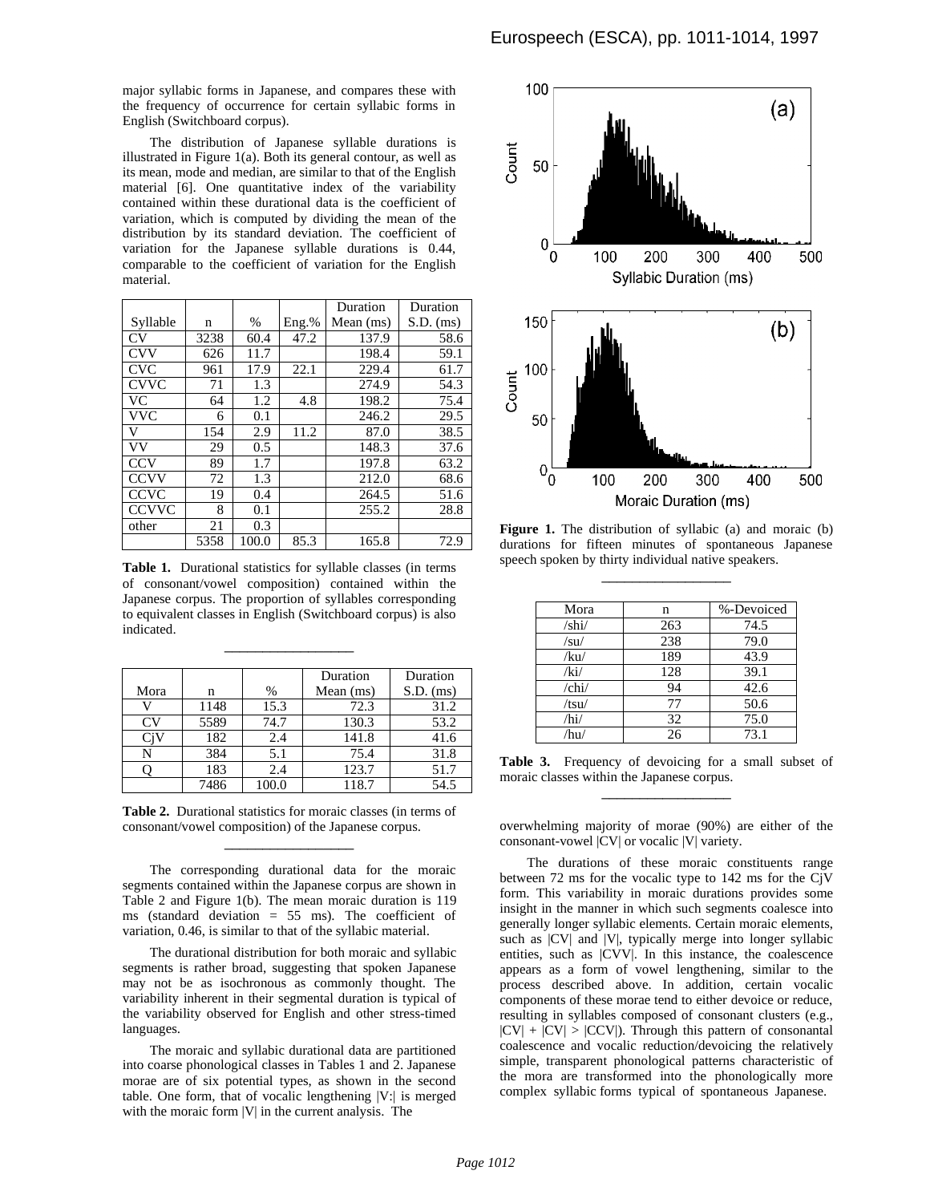major syllabic forms in Japanese, and compares these with the frequency of occurrence for certain syllabic forms in English (Switchboard corpus).

The distribution of Japanese syllable durations is illustrated in Figure 1(a). Both its general contour, as well as its mean, mode and median, are similar to that of the English material [6]. One quantitative index of the variability contained within these durational data is the coefficient of variation, which is computed by dividing the mean of the distribution by its standard deviation. The coefficient of variation for the Japanese syllable durations is 0.44, comparable to the coefficient of variation for the English material.

| Syllable | n | % | Eng.% | Duration Mean (ms) | Duration S.D. (ms) |
|---|---|---|---|---|---|
| CV | 3238 | 60.4 | 47.2 | 137.9 | 58.6 |
| CVV | 626 | 11.7 | | 198.4 | 59.1 |
| CVC | 961 | 17.9 | 22.1 | 229.4 | 61.7 |
| CVVC | 71 | 1.3 | | 274.9 | 54.3 |
| VC | 64 | 1.2 | 4.8 | 198.2 | 75.4 |
| VVC | 6 | 0.1 | | 246.2 | 29.5 |
| V | 154 | 2.9 | 11.2 | 87.0 | 38.5 |
| VV | 29 | 0.5 | | 148.3 | 37.6 |
| CCV | 89 | 1.7 | | 197.8 | 63.2 |
| CCVV | 72 | 1.3 | | 212.0 | 68.6 |
| CCVC | 19 | 0.4 | | 264.5 | 51.6 |
| CCVVC | 8 | 0.1 | | 255.2 | 28.8 |
| other | 21 | 0.3 | | | |
| | 5358 | 100.0 | 85.3 | 165.8 | 72.9 |

**Table 1.** Durational statistics for syllable classes (in terms of consonant/vowel composition) contained within the Japanese corpus. The proportion of syllables corresponding to equivalent classes in English (Switchboard corpus) is also indicated.

| Mora | n | % | Duration Mean (ms) | Duration S.D. (ms) |
|---|---|---|---|---|
| V | 1148 | 15.3 | 72.3 | 31.2 |
| CV | 5589 | 74.7 | 130.3 | 53.2 |
| CjV | 182 | 2.4 | 141.8 | 41.6 |
| N | 384 | 5.1 | 75.4 | 31.8 |
| Q | 183 | 2.4 | 123.7 | 51.7 |
| | 7486 | 100.0 | 118.7 | 54.5 |

**Table 2.** Durational statistics for moraic classes (in terms of consonant/vowel composition) of the Japanese corpus.

The corresponding durational data for the moraic segments contained within the Japanese corpus are shown in Table 2 and Figure 1(b). The mean moraic duration is 119 ms (standard deviation = 55 ms). The coefficient of variation, 0.46, is similar to that of the syllabic material.

The durational distribution for both moraic and syllabic segments is rather broad, suggesting that spoken Japanese may not be as isochronous as commonly thought. The variability inherent in their segmental duration is typical of the variability observed for English and other stress-timed languages.

The moraic and syllabic durational data are partitioned into coarse phonological classes in Tables 1 and 2. Japanese morae are of six potential types, as shown in the second table. One form, that of vocalic lengthening |V:| is merged with the moraic form |V| in the current analysis. The

(a)
100
Count
50
0
0 100 200 300 400 500
Syllabic Duration (ms)

(b)
150
100
Count
50
0
0 100 200 300 400 500
Moraic Duration (ms)

**Figure 1.** The distribution of syllabic (a) and moraic (b) durations for fifteen minutes of spontaneous Japanese speech spoken by thirty individual native speakers.

| Mora | n | %-Devoiced |
|---|---|---|
| /shi/ | 263 | 74.5 |
| /su/ | 238 | 79.0 |
| /ku/ | 189 | 43.9 |
| /ki/ | 128 | 39.1 |
| /chi/ | 94 | 42.6 |
| /tsu/ | 77 | 50.6 |
| /hi/ | 32 | 75.0 |
| /hu/ | 26 | 73.1 |

**Table 3.** Frequency of devoicing for a small subset of moraic classes within the Japanese corpus.

overwhelming majority of morae (90%) are either of the consonant-vowel |CV| or vocalic |V| variety.

The durations of these moraic constituents range between 72 ms for the vocalic type to 142 ms for the CjV form. This variability in moraic durations provides some insight in the manner in which such segments coalesce into generally longer syllabic elements. Certain moraic elements, such as |CV| and |V|, typically merge into longer syllabic entities, such as |CVV|. In this instance, the coalescence appears as a form of vowel lengthening, similar to the process described above. In addition, certain vocalic components of these morae tend to either devoice or reduce, resulting in syllables composed of consonant clusters (e.g., |CV| + |CV| > |CCV|). Through this pattern of consonantal coalescence and vocalic reduction/devoicing the relatively simple, transparent phonological patterns characteristic of the mora are transformed into the phonologically more complex syllabic forms typical of spontaneous Japanese.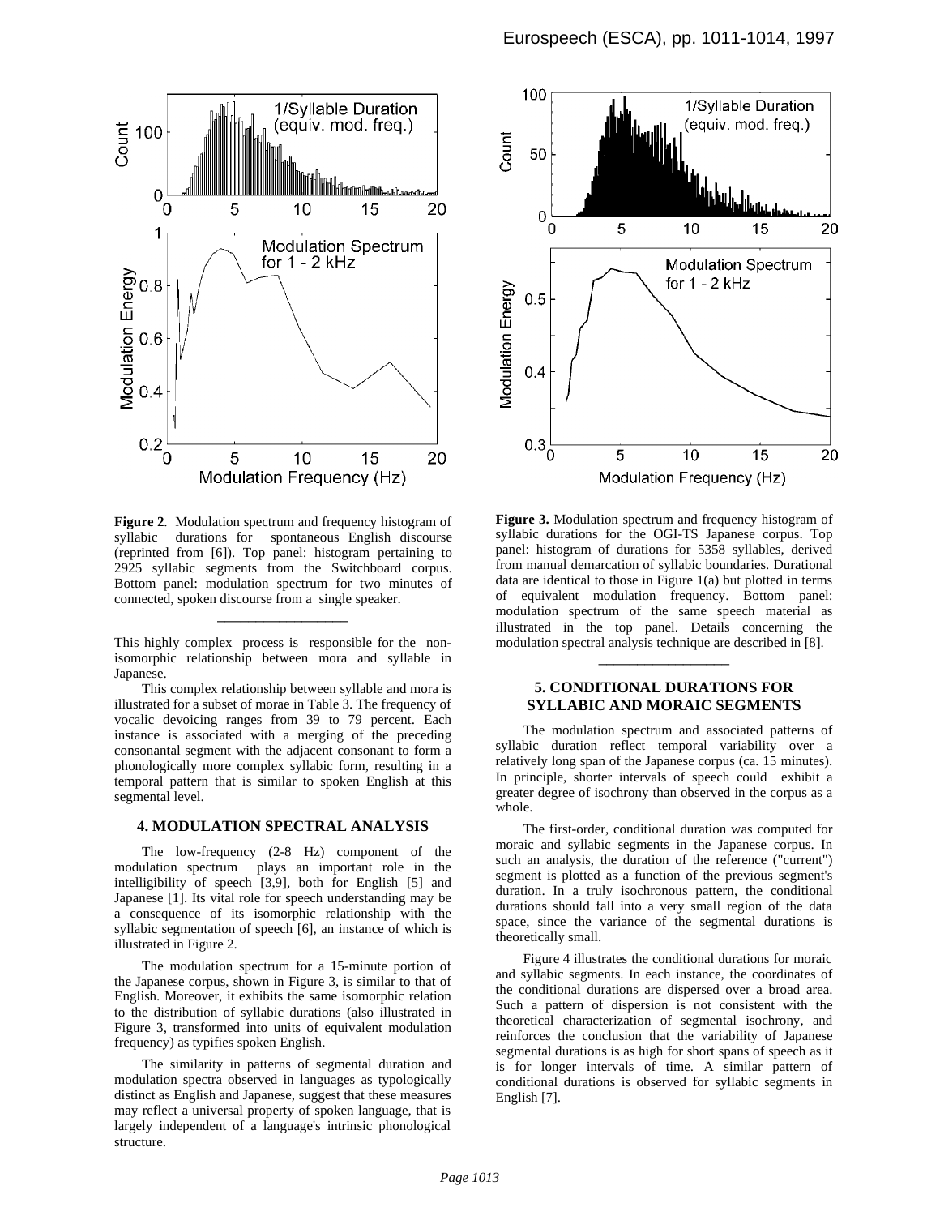1/Syllable Duration
(equiv. mod. freq.)

Count

0
100

0 5 10 15 20

1

Modulation Spectrum
for 1 - 2 kHz

Modulation Energy

0.2
0.4
0.6
0.8

0 5 10 15 20

Modulation Frequency (Hz)

**Figure 2**. Modulation spectrum and frequency histogram of syllabic durations for spontaneous English discourse (reprinted from [6]). Top panel: histogram pertaining to 2925 syllabic segments from the Switchboard corpus. Bottom panel: modulation spectrum for two minutes of connected, spoken discourse from a single speaker.

---

This highly complex process is responsible for the non-isomorphic relationship between mora and syllable in Japanese.

This complex relationship between syllable and mora is illustrated for a subset of morae in Table 3. The frequency of vocalic devoicing ranges from 39 to 79 percent. Each instance is associated with a merging of the preceding consonantal segment with the adjacent consonant to form a phonologically more complex syllabic form, resulting in a temporal pattern that is similar to spoken English at this segmental level.

## 4. MODULATION SPECTRAL ANALYSIS

The low-frequency (2-8 Hz) component of the modulation spectrum plays an important role in the intelligibility of speech [3,9], both for English [5] and Japanese [1]. Its vital role for speech understanding may be a consequence of its isomorphic relationship with the syllabic segmentation of speech [6], an instance of which is illustrated in Figure 2.

The modulation spectrum for a 15-minute portion of the Japanese corpus, shown in Figure 3, is similar to that of English. Moreover, it exhibits the same isomorphic relation to the distribution of syllabic durations (also illustrated in Figure 3, transformed into units of equivalent modulation frequency) as typifies spoken English.

The similarity in patterns of segmental duration and modulation spectra observed in languages as typologically distinct as English and Japanese, suggest that these measures may reflect a universal property of spoken language, that is largely independent of a language's intrinsic phonological structure.

1/Syllable Duration
(equiv. mod. freq.)

Count

0
50
100

0 5 10 15 20

Modulation Spectrum
for 1 - 2 kHz

Modulation Energy

0.3
0.4
0.5

0 5 10 15 20

Modulation Frequency (Hz)

**Figure 3.** Modulation spectrum and frequency histogram of syllabic durations for the OGI-TS Japanese corpus. Top panel: histogram of durations for 5358 syllables, derived from manual demarcation of syllabic boundaries. Durational data are identical to those in Figure 1(a) but plotted in terms of equivalent modulation frequency. Bottom panel: modulation spectrum of the same speech material as illustrated in the top panel. Details concerning the modulation spectral analysis technique are described in [8].

---

## 5. CONDITIONAL DURATIONS FOR SYLLABIC AND MORAIC SEGMENTS

The modulation spectrum and associated patterns of syllabic duration reflect temporal variability over a relatively long span of the Japanese corpus (ca. 15 minutes). In principle, shorter intervals of speech could exhibit a greater degree of isochrony than observed in the corpus as a whole.

The first-order, conditional duration was computed for moraic and syllabic segments in the Japanese corpus. In such an analysis, the duration of the reference ("current") segment is plotted as a function of the previous segment's duration. In a truly isochronous pattern, the conditional durations should fall into a very small region of the data space, since the variance of the segmental durations is theoretically small.

Figure 4 illustrates the conditional durations for moraic and syllabic segments. In each instance, the coordinates of the conditional durations are dispersed over a broad area. Such a pattern of dispersion is not consistent with the theoretical characterization of segmental isochrony, and reinforces the conclusion that the variability of Japanese segmental durations is as high for short spans of speech as it is for longer intervals of time. A similar pattern of conditional durations is observed for syllabic segments in English [7].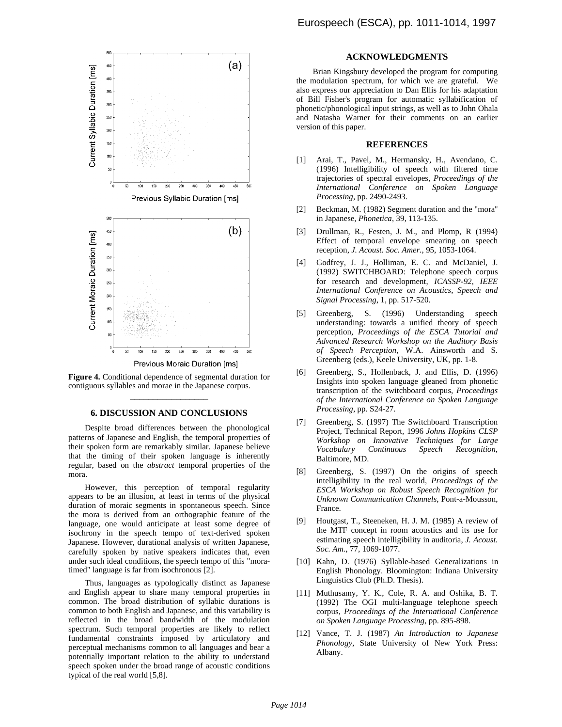(a)

Current Syllabic Duration [ms]

Previous Syllabic Duration [ms]

0 50 100 150 200 250 300 350 400 450 500

(b)

Current Moraic Duration [ms]

Previous Moraic Duration [ms]

0 50 100 150 200 250 300 350 400 450 500

**Figure 4.** Conditional dependence of segmental duration for contiguous syllables and morae in the Japanese corpus.

## 6. DISCUSSION AND CONCLUSIONS

Despite broad differences between the phonological patterns of Japanese and English, the temporal properties of their spoken form are remarkably similar. Japanese believe that the timing of their spoken language is inherently regular, based on the *abstract* temporal properties of the mora.

However, this perception of temporal regularity appears to be an illusion, at least in terms of the physical duration of moraic segments in spontaneous speech. Since the mora is derived from an orthographic feature of the language, one would anticipate at least some degree of isochrony in the speech tempo of text-derived spoken Japanese. However, durational analysis of written Japanese, carefully spoken by native speakers indicates that, even under such ideal conditions, the speech tempo of this "mora-timed" language is far from isochronous [2].

Thus, languages as typologically distinct as Japanese and English appear to share many temporal properties in common. The broad distribution of syllabic durations is common to both English and Japanese, and this variability is reflected in the broad bandwidth of the modulation spectrum. Such temporal properties are likely to reflect fundamental constraints imposed by articulatory and perceptual mechanisms common to all languages and bear a potentially important relation to the ability to understand speech spoken under the broad range of acoustic conditions typical of the real world [5,8].

## ACKNOWLEDGMENTS

Brian Kingsbury developed the program for computing the modulation spectrum, for which we are grateful. We also express our appreciation to Dan Ellis for his adaptation of Bill Fisher's program for automatic syllabification of phonetic/phonological input strings, as well as to John Ohala and Natasha Warner for their comments on an earlier version of this paper.

## REFERENCES

[1] Arai, T., Pavel, M., Hermansky, H., Avendano, C. (1996) Intelligibility of speech with filtered time trajectories of spectral envelopes, *Proceedings of the International Conference on Spoken Language Processing*, pp. 2490-2493.

[2] Beckman, M. (1982) Segment duration and the "mora" in Japanese, *Phonetica*, 39, 113-135.

[3] Drullman, R., Festen, J. M., and Plomp, R (1994) Effect of temporal envelope smearing on speech reception, *J. Acoust. Soc. Amer.*, 95, 1053-1064.

[4] Godfrey, J. J., Holliman, E. C. and McDaniel, J. (1992) SWITCHBOARD: Telephone speech corpus for research and development, *ICASSP-92, IEEE International Conference on Acoustics, Speech and Signal Processing*, 1, pp. 517-520.

[5] Greenberg, S. (1996) Understanding speech understanding: towards a unified theory of speech perception, *Proceedings of the ESCA Tutorial and Advanced Research Workshop on the Auditory Basis of Speech Perception*, W.A. Ainsworth and S. Greenberg (eds.), Keele University, UK, pp. 1-8.

[6] Greenberg, S., Hollenback, J. and Ellis, D. (1996) Insights into spoken language gleaned from phonetic transcription of the switchboard corpus, *Proceedings of the International Conference on Spoken Language Processing*, pp. S24-27.

[7] Greenberg, S. (1997) The Switchboard Transcription Project, Technical Report, 1996 *Johns Hopkins CLSP Workshop on Innovative Techniques for Large Vocabulary Continuous Speech Recognition*, Baltimore, MD.

[8] Greenberg, S. (1997) On the origins of speech intelligibility in the real world, *Proceedings of the ESCA Workshop on Robust Speech Recognition for Unknown Communication Channels*, Pont-a-Mousson, France.

[9] Houtgast, T., Steeneken, H. J. M. (1985) A review of the MTF concept in room acoustics and its use for estimating speech intelligibility in auditoria, *J. Acoust. Soc. Am.*, 77, 1069-1077.

[10] Kahn, D. (1976) Syllable-based Generalizations in English Phonology. Bloomington: Indiana University Linguistics Club (Ph.D. Thesis).

[11] Muthusamy, Y. K., Cole, R. A. and Oshika, B. T. (1992) The OGI multi-language telephone speech corpus, *Proceedings of the International Conference on Spoken Language Processing*, pp. 895-898.

[12] Vance, T. J. (1987) *An Introduction to Japanese Phonology*, State University of New York Press: Albany.